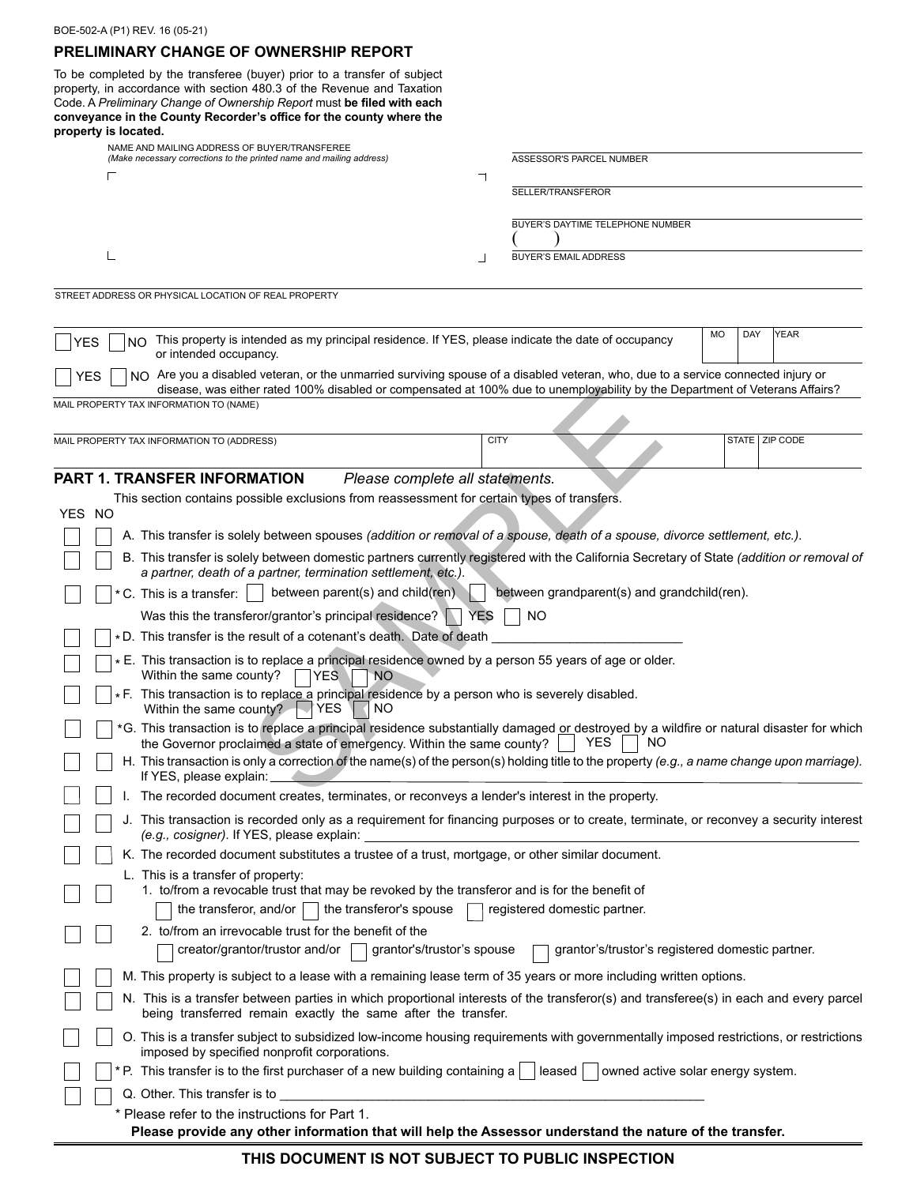BOE-502-A (P1) REV. 16 (05-21)

## PRELIMINARY CHANGE OF OWNERSHIP REPORT

To be completed by the transferee (buyer) prior to a transfer of subject property, in accordance with section 480.3 of the Revenue and Taxation Code. A *Preliminary Change of Ownership Report* must **be filed with each conveyance in the County Recorder's office for the county where the property is located.**

NAME AND MAILING ADDRESS OF BUYER/TRANSFEREE
*(Make necessary corrections to the printed name and mailing address)*

ASSESSOR'S PARCEL NUMBER

SELLER/TRANSFEROR

BUYER'S DAYTIME TELEPHONE NUMBER
( )

BUYER'S EMAIL ADDRESS

STREET ADDRESS OR PHYSICAL LOCATION OF REAL PROPERTY

☐ YES ☐ NO This property is intended as my principal residence. If YES, please indicate the date of occupancy or intended occupancy. MO | DAY | YEAR

☐ YES ☐ NO Are you a disabled veteran, or the unmarried surviving spouse of a disabled veteran, who, due to a service connected injury or disease, was either rated 100% disabled or compensated at 100% due to unemployability by the Department of Veterans Affairs?

MAIL PROPERTY TAX INFORMATION TO (NAME)

MAIL PROPERTY TAX INFORMATION TO (ADDRESS) | CITY | STATE | ZIP CODE

SAMPLE

## PART 1. TRANSFER INFORMATION *Please complete all statements.*

This section contains possible exclusions from reassessment for certain types of transfers.

YES NO

☐ ☐ A. This transfer is solely between spouses *(addition or removal of a spouse, death of a spouse, divorce settlement, etc.).*

☐ ☐ B. This transfer is solely between domestic partners currently registered with the California Secretary of State *(addition or removal of a partner, death of a partner, termination settlement, etc.).*

☐ ☐ * C. This is a transfer: ☐ between parent(s) and child(ren) ☐ between grandparent(s) and grandchild(ren).
Was this the transferor/grantor's principal residence? ☐ YES ☐ NO

☐ ☐ * D. This transfer is the result of a cotenant's death. Date of death ___________

☐ ☐ * E. This transaction is to replace a principal residence owned by a person 55 years of age or older.
Within the same county? ☐ YES ☐ NO

☐ ☐ * F. This transaction is to replace a principal residence by a person who is severely disabled.
Within the same county? ☐ YES ☐ NO

☐ ☐ *G. This transaction is to replace a principal residence substantially damaged or destroyed by a wildfire or natural disaster for which the Governor proclaimed a state of emergency. Within the same county? ☐ YES ☐ NO

☐ ☐ H. This transaction is only a correction of the name(s) of the person(s) holding title to the property *(e.g., a name change upon marriage).* If YES, please explain: ___________

☐ ☐ I. The recorded document creates, terminates, or reconveys a lender's interest in the property.

☐ ☐ J. This transaction is recorded only as a requirement for financing purposes or to create, terminate, or reconvey a security interest *(e.g., cosigner)*. If YES, please explain: ___________

☐ ☐ K. The recorded document substitutes a trustee of a trust, mortgage, or other similar document.

L. This is a transfer of property:

☐ ☐ 1. to/from a revocable trust that may be revoked by the transferor and is for the benefit of
☐ the transferor, and/or ☐ the transferor's spouse ☐ registered domestic partner.

☐ ☐ 2. to/from an irrevocable trust for the benefit of the
☐ creator/grantor/trustor and/or ☐ grantor's/trustor's spouse ☐ grantor's/trustor's registered domestic partner.

☐ ☐ M. This property is subject to a lease with a remaining lease term of 35 years or more including written options.

☐ ☐ N. This is a transfer between parties in which proportional interests of the transferor(s) and transferee(s) in each and every parcel being transferred remain exactly the same after the transfer.

☐ ☐ O. This is a transfer subject to subsidized low-income housing requirements with governmentally imposed restrictions, or restrictions imposed by specified nonprofit corporations.

☐ ☐ * P. This transfer is to the first purchaser of a new building containing a ☐ leased ☐ owned active solar energy system.

☐ ☐ Q. Other. This transfer is to ___________

\* Please refer to the instructions for Part 1.

**Please provide any other information that will help the Assessor understand the nature of the transfer.**

**THIS DOCUMENT IS NOT SUBJECT TO PUBLIC INSPECTION**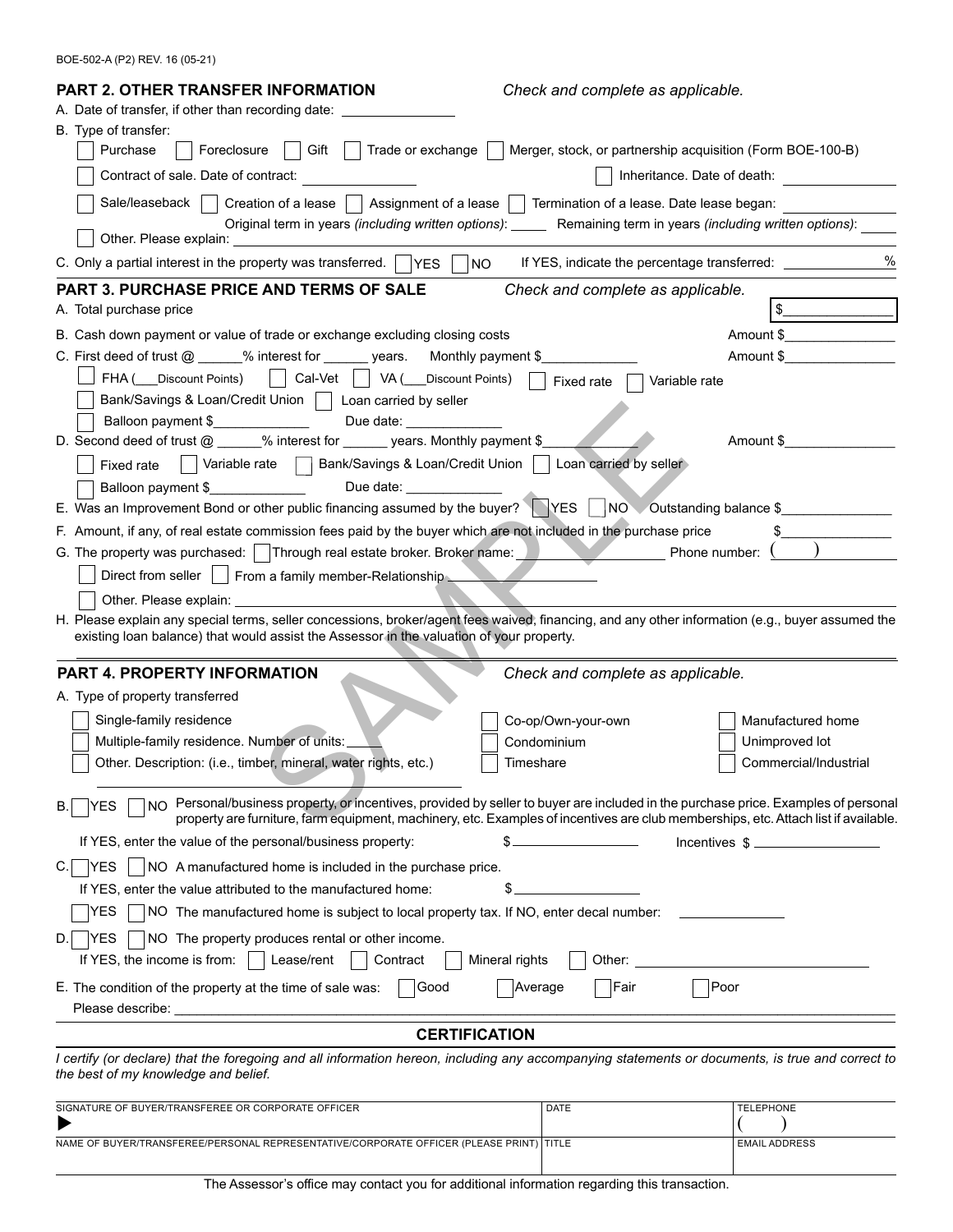BOE-502-A (P2) REV. 16 (05-21)

## PART 2. OTHER TRANSFER INFORMATION

*Check and complete as applicable.*

A. Date of transfer, if other than recording date: _______________

B. Type of transfer:

☐ Purchase ☐ Foreclosure ☐ Gift ☐ Trade or exchange ☐ Merger, stock, or partnership acquisition (Form BOE-100-B)

☐ Contract of sale. Date of contract: _______________ ☐ Inheritance. Date of death: _______________

☐ Sale/leaseback ☐ Creation of a lease ☐ Assignment of a lease ☐ Termination of a lease. Date lease began: _______________

Original term in years *(including written options)*: _____ Remaining term in years *(including written options)*: _____

☐ Other. Please explain: _______________

C. Only a partial interest in the property was transferred. ☐ YES ☐ NO If YES, indicate the percentage transferred: _______________ %

## PART 3. PURCHASE PRICE AND TERMS OF SALE

*Check and complete as applicable.*

A. Total purchase price $_______________

B. Cash down payment or value of trade or exchange excluding closing costs Amount $_______________

C. First deed of trust @ ______% interest for ______ years. Monthly payment $_____________ Amount $_______________

☐ FHA (___Discount Points) ☐ Cal-Vet ☐ VA (___Discount Points) ☐ Fixed rate ☐ Variable rate

☐ Bank/Savings & Loan/Credit Union ☐ Loan carried by seller

☐ Balloon payment $_____________ Due date: _____________

D. Second deed of trust @ ______% interest for ______ years. Monthly payment $_____________ Amount $_______________

☐ Fixed rate ☐ Variable rate ☐ Bank/Savings & Loan/Credit Union ☐ Loan carried by seller

☐ Balloon payment $_____________ Due date: _____________

E. Was an Improvement Bond or other public financing assumed by the buyer? ☐ YES ☐ NO Outstanding balance $_______________

F. Amount, if any, of real estate commission fees paid by the buyer which are not included in the purchase price $_______________

G. The property was purchased: ☐ Through real estate broker. Broker name: _______________ Phone number: ( )

☐ Direct from seller ☐ From a family member-Relationship _______________

☐ Other. Please explain: _______________

H. Please explain any special terms, seller concessions, broker/agent fees waived, financing, and any other information (e.g., buyer assumed the existing loan balance) that would assist the Assessor in the valuation of your property.

_______________

## PART 4. PROPERTY INFORMATION

*Check and complete as applicable.*

A. Type of property transferred

☐ Single-family residence ☐ Co-op/Own-your-own ☐ Manufactured home

☐ Multiple-family residence. Number of units: _____ ☐ Condominium ☐ Unimproved lot

☐ Other. Description: (i.e., timber, mineral, water rights, etc.) ☐ Timeshare ☐ Commercial/Industrial

_______________

B. ☐ YES ☐ NO Personal/business property, or incentives, provided by seller to buyer are included in the purchase price. Examples of personal property are furniture, farm equipment, machinery, etc. Examples of incentives are club memberships, etc. Attach list if available.

If YES, enter the value of the personal/business property: $_______________ Incentives $_______________

C. ☐ YES ☐ NO A manufactured home is included in the purchase price.

If YES, enter the value attributed to the manufactured home: $_______________

☐ YES ☐ NO The manufactured home is subject to local property tax. If NO, enter decal number: _______________

D. ☐ YES ☐ NO The property produces rental or other income.

If YES, the income is from: ☐ Lease/rent ☐ Contract ☐ Mineral rights ☐ Other: _______________

E. The condition of the property at the time of sale was: ☐ Good ☐ Average ☐ Fair ☐ Poor

Please describe: _______________

## CERTIFICATION

*I certify (or declare) that the foregoing and all information hereon, including any accompanying statements or documents, is true and correct to the best of my knowledge and belief.*

| SIGNATURE OF BUYER/TRANSFEREE OR CORPORATE OFFICER | DATE | TELEPHONE |
|---|---|---|
| ▶ | | ( ) |
| NAME OF BUYER/TRANSFEREE/PERSONAL REPRESENTATIVE/CORPORATE OFFICER (PLEASE PRINT) | TITLE | EMAIL ADDRESS |
| | | |

The Assessor's office may contact you for additional information regarding this transaction.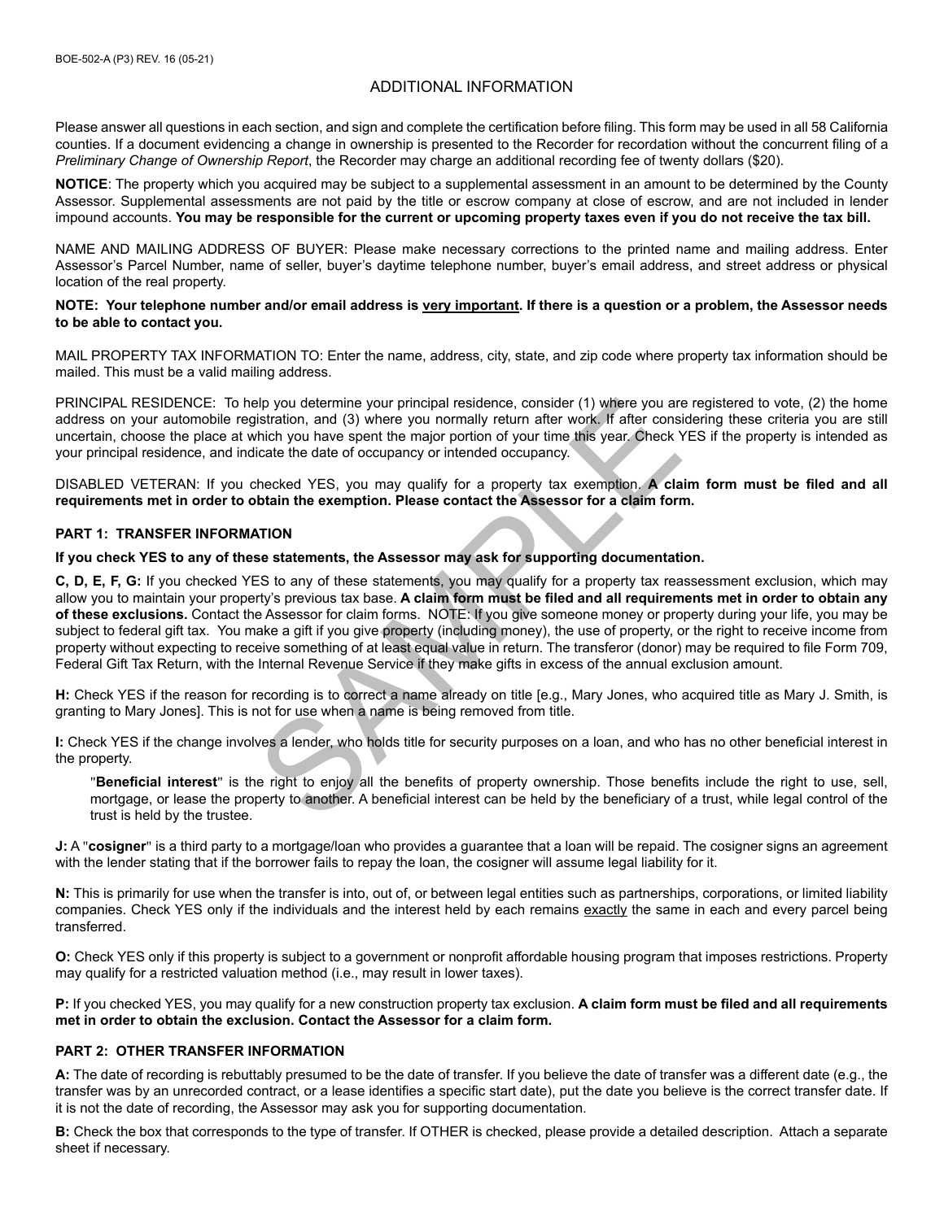## ADDITIONAL INFORMATION

Please answer all questions in each section, and sign and complete the certification before filing. This form may be used in all 58 California counties. If a document evidencing a change in ownership is presented to the Recorder for recordation without the concurrent filing of a *Preliminary Change of Ownership Report*, the Recorder may charge an additional recording fee of twenty dollars ($20).

**NOTICE**: The property which you acquired may be subject to a supplemental assessment in an amount to be determined by the County Assessor. Supplemental assessments are not paid by the title or escrow company at close of escrow, and are not included in lender impound accounts. **You may be responsible for the current or upcoming property taxes even if you do not receive the tax bill.**

NAME AND MAILING ADDRESS OF BUYER: Please make necessary corrections to the printed name and mailing address. Enter Assessor's Parcel Number, name of seller, buyer's daytime telephone number, buyer's email address, and street address or physical location of the real property.

**NOTE: Your telephone number and/or email address is <u>very important</u>. If there is a question or a problem, the Assessor needs to be able to contact you.**

MAIL PROPERTY TAX INFORMATION TO: Enter the name, address, city, state, and zip code where property tax information should be mailed. This must be a valid mailing address.

PRINCIPAL RESIDENCE: To help you determine your principal residence, consider (1) where you are registered to vote, (2) the home address on your automobile registration, and (3) where you normally return after work. If after considering these criteria you are still uncertain, choose the place at which you have spent the major portion of your time this year. Check YES if the property is intended as your principal residence, and indicate the date of occupancy or intended occupancy.

DISABLED VETERAN: If you checked YES, you may qualify for a property tax exemption. **A claim form must be filed and all requirements met in order to obtain the exemption. Please contact the Assessor for a claim form.**

### PART 1: TRANSFER INFORMATION

**If you check YES to any of these statements, the Assessor may ask for supporting documentation.**

**C, D, E, F, G:** If you checked YES to any of these statements, you may qualify for a property tax reassessment exclusion, which may allow you to maintain your property's previous tax base. **A claim form must be filed and all requirements met in order to obtain any of these exclusions.** Contact the Assessor for claim forms. NOTE: If you give someone money or property during your life, you may be subject to federal gift tax. You make a gift if you give property (including money), the use of property, or the right to receive income from property without expecting to receive something of at least equal value in return. The transferor (donor) may be required to file Form 709, Federal Gift Tax Return, with the Internal Revenue Service if they make gifts in excess of the annual exclusion amount.

**H:** Check YES if the reason for recording is to correct a name already on title [e.g., Mary Jones, who acquired title as Mary J. Smith, is granting to Mary Jones]. This is not for use when a name is being removed from title.

**I:** Check YES if the change involves a lender, who holds title for security purposes on a loan, and who has no other beneficial interest in the property.

> "**Beneficial interest**" is the right to enjoy all the benefits of property ownership. Those benefits include the right to use, sell, mortgage, or lease the property to another. A beneficial interest can be held by the beneficiary of a trust, while legal control of the trust is held by the trustee.

**J:** A "**cosigner**" is a third party to a mortgage/loan who provides a guarantee that a loan will be repaid. The cosigner signs an agreement with the lender stating that if the borrower fails to repay the loan, the cosigner will assume legal liability for it.

**N:** This is primarily for use when the transfer is into, out of, or between legal entities such as partnerships, corporations, or limited liability companies. Check YES only if the individuals and the interest held by each remains <u>exactly</u> the same in each and every parcel being transferred.

**O:** Check YES only if this property is subject to a government or nonprofit affordable housing program that imposes restrictions. Property may qualify for a restricted valuation method (i.e., may result in lower taxes).

**P:** If you checked YES, you may qualify for a new construction property tax exclusion. **A claim form must be filed and all requirements met in order to obtain the exclusion. Contact the Assessor for a claim form.**

### PART 2: OTHER TRANSFER INFORMATION

**A:** The date of recording is rebuttably presumed to be the date of transfer. If you believe the date of transfer was a different date (e.g., the transfer was by an unrecorded contract, or a lease identifies a specific start date), put the date you believe is the correct transfer date. If it is not the date of recording, the Assessor may ask you for supporting documentation.

**B:** Check the box that corresponds to the type of transfer. If OTHER is checked, please provide a detailed description. Attach a separate sheet if necessary.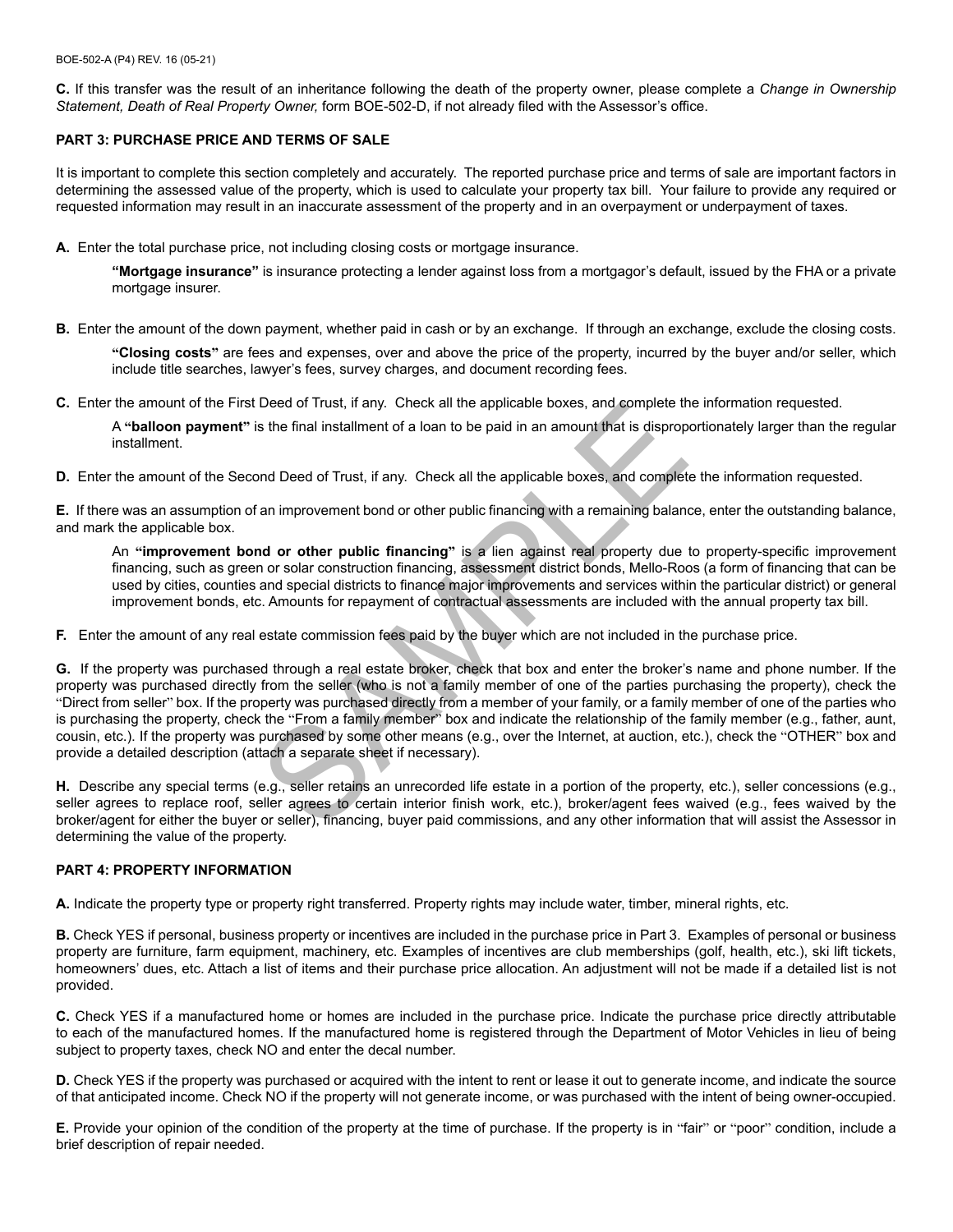**C.** If this transfer was the result of an inheritance following the death of the property owner, please complete a *Change in Ownership Statement, Death of Real Property Owner,* form BOE-502-D, if not already filed with the Assessor's office.

## PART 3: PURCHASE PRICE AND TERMS OF SALE

It is important to complete this section completely and accurately. The reported purchase price and terms of sale are important factors in determining the assessed value of the property, which is used to calculate your property tax bill. Your failure to provide any required or requested information may result in an inaccurate assessment of the property and in an overpayment or underpayment of taxes.

**A.** Enter the total purchase price, not including closing costs or mortgage insurance.

> **"Mortgage insurance"** is insurance protecting a lender against loss from a mortgagor's default, issued by the FHA or a private mortgage insurer.

**B.** Enter the amount of the down payment, whether paid in cash or by an exchange. If through an exchange, exclude the closing costs.

> **"Closing costs"** are fees and expenses, over and above the price of the property, incurred by the buyer and/or seller, which include title searches, lawyer's fees, survey charges, and document recording fees.

**C.** Enter the amount of the First Deed of Trust, if any. Check all the applicable boxes, and complete the information requested.

> A **"balloon payment"** is the final installment of a loan to be paid in an amount that is disproportionately larger than the regular installment.

**D.** Enter the amount of the Second Deed of Trust, if any. Check all the applicable boxes, and complete the information requested.

**E.** If there was an assumption of an improvement bond or other public financing with a remaining balance, enter the outstanding balance, and mark the applicable box.

> An **"improvement bond or other public financing"** is a lien against real property due to property-specific improvement financing, such as green or solar construction financing, assessment district bonds, Mello-Roos (a form of financing that can be used by cities, counties and special districts to finance major improvements and services within the particular district) or general improvement bonds, etc. Amounts for repayment of contractual assessments are included with the annual property tax bill.

**F.** Enter the amount of any real estate commission fees paid by the buyer which are not included in the purchase price.

**G.** If the property was purchased through a real estate broker, check that box and enter the broker's name and phone number. If the property was purchased directly from the seller (who is not a family member of one of the parties purchasing the property), check the "Direct from seller" box. If the property was purchased directly from a member of your family, or a family member of one of the parties who is purchasing the property, check the "From a family member" box and indicate the relationship of the family member (e.g., father, aunt, cousin, etc.). If the property was purchased by some other means (e.g., over the Internet, at auction, etc.), check the "OTHER" box and provide a detailed description (attach a separate sheet if necessary).

**H.** Describe any special terms (e.g., seller retains an unrecorded life estate in a portion of the property, etc.), seller concessions (e.g., seller agrees to replace roof, seller agrees to certain interior finish work, etc.), broker/agent fees waived (e.g., fees waived by the broker/agent for either the buyer or seller), financing, buyer paid commissions, and any other information that will assist the Assessor in determining the value of the property.

## PART 4: PROPERTY INFORMATION

**A.** Indicate the property type or property right transferred. Property rights may include water, timber, mineral rights, etc.

**B.** Check YES if personal, business property or incentives are included in the purchase price in Part 3. Examples of personal or business property are furniture, farm equipment, machinery, etc. Examples of incentives are club memberships (golf, health, etc.), ski lift tickets, homeowners' dues, etc. Attach a list of items and their purchase price allocation. An adjustment will not be made if a detailed list is not provided.

**C.** Check YES if a manufactured home or homes are included in the purchase price. Indicate the purchase price directly attributable to each of the manufactured homes. If the manufactured home is registered through the Department of Motor Vehicles in lieu of being subject to property taxes, check NO and enter the decal number.

**D.** Check YES if the property was purchased or acquired with the intent to rent or lease it out to generate income, and indicate the source of that anticipated income. Check NO if the property will not generate income, or was purchased with the intent of being owner-occupied.

**E.** Provide your opinion of the condition of the property at the time of purchase. If the property is in "fair" or "poor" condition, include a brief description of repair needed.